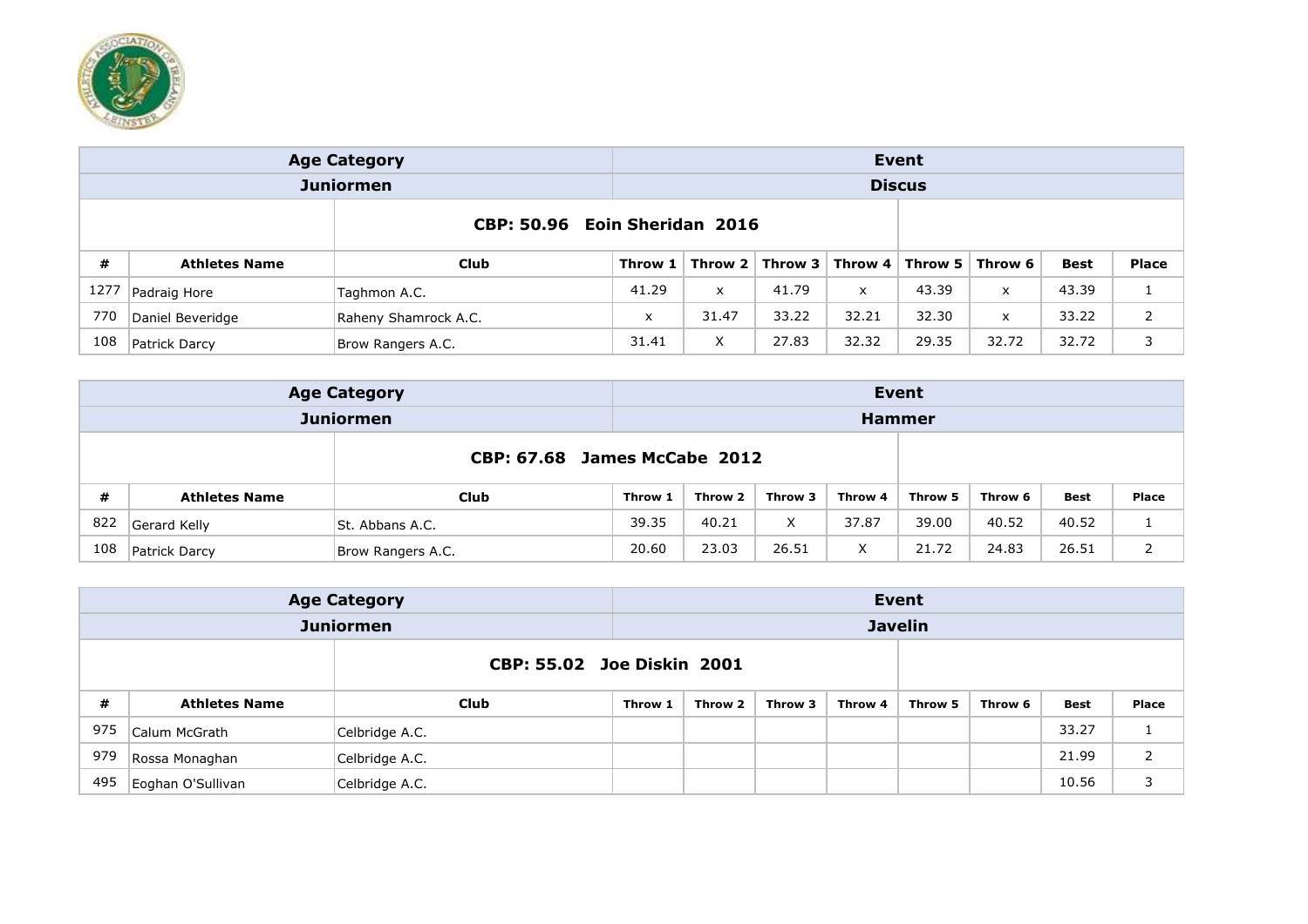| Age Category | | | Event | | | | | | | |
|---|---|---|---|---|---|---|---|---|---|---|
| Juniormen | | | Discus | | | | | | | |
| | | CBP: 50.96 Eoin Sheridan 2016 | | | | | | | | |
| # | Athletes Name | Club | Throw 1 | Throw 2 | Throw 3 | Throw 4 | Throw 5 | Throw 6 | Best | Place |
| 1277 | Padraig Hore | Taghmon A.C. | 41.29 | x | 41.79 | x | 43.39 | x | 43.39 | 1 |
| 770 | Daniel Beveridge | Raheny Shamrock A.C. | x | 31.47 | 33.22 | 32.21 | 32.30 | x | 33.22 | 2 |
| 108 | Patrick Darcy | Brow Rangers A.C. | 31.41 | X | 27.83 | 32.32 | 29.35 | 32.72 | 32.72 | 3 |

| Age Category | | | Event | | | | | | | |
|---|---|---|---|---|---|---|---|---|---|---|
| Juniormen | | | Hammer | | | | | | | |
| | | CBP: 67.68 James McCabe 2012 | | | | | | | | |
| # | Athletes Name | Club | Throw 1 | Throw 2 | Throw 3 | Throw 4 | Throw 5 | Throw 6 | Best | Place |
| 822 | Gerard Kelly | St. Abbans A.C. | 39.35 | 40.21 | X | 37.87 | 39.00 | 40.52 | 40.52 | 1 |
| 108 | Patrick Darcy | Brow Rangers A.C. | 20.60 | 23.03 | 26.51 | X | 21.72 | 24.83 | 26.51 | 2 |

| Age Category | | | Event | | | | | | | |
|---|---|---|---|---|---|---|---|---|---|---|
| Juniormen | | | Javelin | | | | | | | |
| | | CBP: 55.02 Joe Diskin 2001 | | | | | | | | |
| # | Athletes Name | Club | Throw 1 | Throw 2 | Throw 3 | Throw 4 | Throw 5 | Throw 6 | Best | Place |
| 975 | Calum McGrath | Celbridge A.C. | | | | | | | 33.27 | 1 |
| 979 | Rossa Monaghan | Celbridge A.C. | | | | | | | 21.99 | 2 |
| 495 | Eoghan O'Sullivan | Celbridge A.C. | | | | | | | 10.56 | 3 |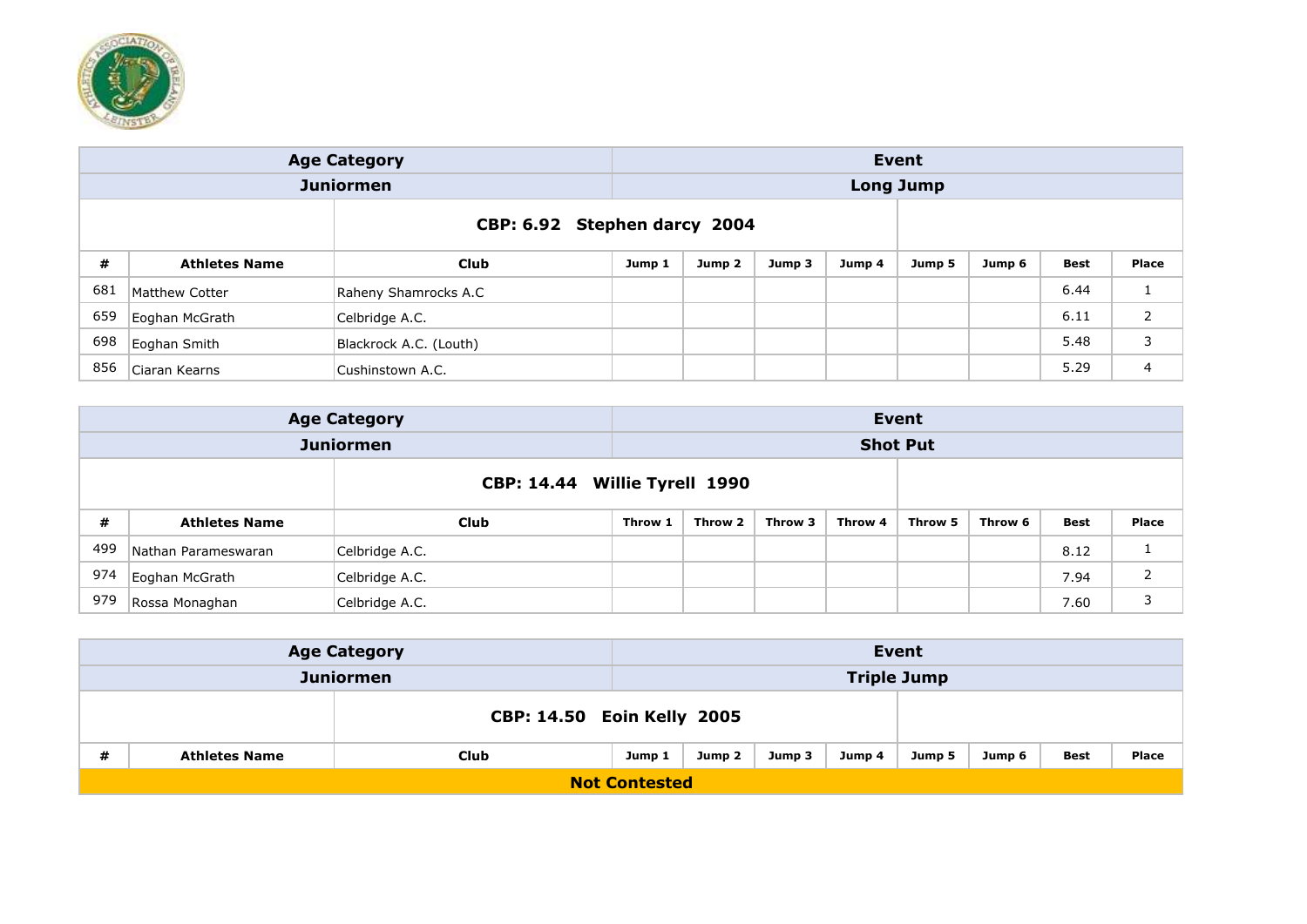| Age Category | | | Event | | | | | | | |
|---|---|---|---|---|---|---|---|---|---|---|
| Juniormen | | | Long Jump | | | | | | | |
| | CBP: 6.92 Stephen darcy 2004 | | | | | | | | | |
| # | Athletes Name | Club | Jump 1 | Jump 2 | Jump 3 | Jump 4 | Jump 5 | Jump 6 | Best | Place |
| 681 | Matthew Cotter | Raheny Shamrocks A.C | | | | | | | 6.44 | 1 |
| 659 | Eoghan McGrath | Celbridge A.C. | | | | | | | 6.11 | 2 |
| 698 | Eoghan Smith | Blackrock A.C. (Louth) | | | | | | | 5.48 | 3 |
| 856 | Ciaran Kearns | Cushinstown A.C. | | | | | | | 5.29 | 4 |

| Age Category | | | Event | | | | | | | |
|---|---|---|---|---|---|---|---|---|---|---|
| Juniormen | | | Shot Put | | | | | | | |
| | CBP: 14.44 Willie Tyrell 1990 | | | | | | | | | |
| # | Athletes Name | Club | Throw 1 | Throw 2 | Throw 3 | Throw 4 | Throw 5 | Throw 6 | Best | Place |
| 499 | Nathan Parameswaran | Celbridge A.C. | | | | | | | 8.12 | 1 |
| 974 | Eoghan McGrath | Celbridge A.C. | | | | | | | 7.94 | 2 |
| 979 | Rossa Monaghan | Celbridge A.C. | | | | | | | 7.60 | 3 |

| Age Category | | | Event | | | | | | | |
|---|---|---|---|---|---|---|---|---|---|---|
| Juniormen | | | Triple Jump | | | | | | | |
| | CBP: 14.50 Eoin Kelly 2005 | | | | | | | | | |
| # | Athletes Name | Club | Jump 1 | Jump 2 | Jump 3 | Jump 4 | Jump 5 | Jump 6 | Best | Place |
| **Not Contested** | | | | | | | | | | |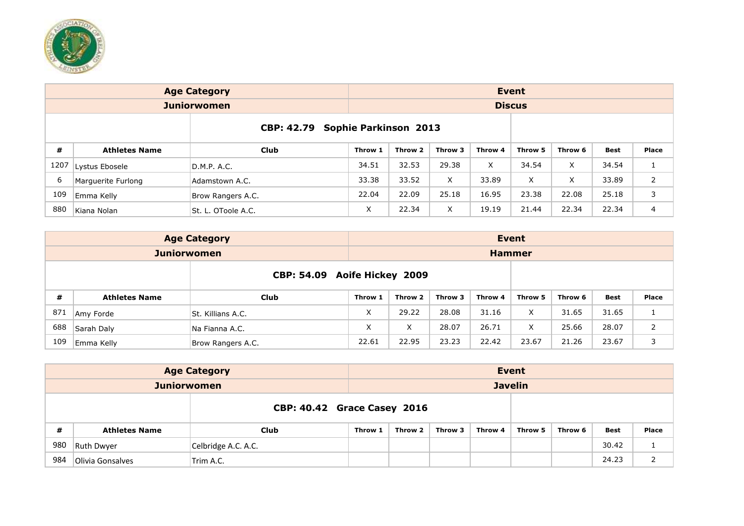| Age Category | | | Event | | | | | | | |
|---|---|---|---|---|---|---|---|---|---|---|
| Juniorwomen | | | Discus | | | | | | | |
| | CBP: 42.79 Sophie Parkinson 2013 | | | | | | | | | |
| # | Athletes Name | Club | Throw 1 | Throw 2 | Throw 3 | Throw 4 | Throw 5 | Throw 6 | Best | Place |
| 1207 | Lystus Ebosele | D.M.P. A.C. | 34.51 | 32.53 | 29.38 | X | 34.54 | X | 34.54 | 1 |
| 6 | Marguerite Furlong | Adamstown A.C. | 33.38 | 33.52 | X | 33.89 | X | X | 33.89 | 2 |
| 109 | Emma Kelly | Brow Rangers A.C. | 22.04 | 22.09 | 25.18 | 16.95 | 23.38 | 22.08 | 25.18 | 3 |
| 880 | Kiana Nolan | St. L. OToole A.C. | X | 22.34 | X | 19.19 | 21.44 | 22.34 | 22.34 | 4 |

| Age Category | | | Event | | | | | | | |
|---|---|---|---|---|---|---|---|---|---|---|
| Juniorwomen | | | Hammer | | | | | | | |
| | CBP: 54.09 Aoife Hickey 2009 | | | | | | | | | |
| # | Athletes Name | Club | Throw 1 | Throw 2 | Throw 3 | Throw 4 | Throw 5 | Throw 6 | Best | Place |
| 871 | Amy Forde | St. Killians A.C. | X | 29.22 | 28.08 | 31.16 | X | 31.65 | 31.65 | 1 |
| 688 | Sarah Daly | Na Fianna A.C. | X | X | 28.07 | 26.71 | X | 25.66 | 28.07 | 2 |
| 109 | Emma Kelly | Brow Rangers A.C. | 22.61 | 22.95 | 23.23 | 22.42 | 23.67 | 21.26 | 23.67 | 3 |

| Age Category | | | Event | | | | | | | |
|---|---|---|---|---|---|---|---|---|---|---|
| Juniorwomen | | | Javelin | | | | | | | |
| | CBP: 40.42 Grace Casey 2016 | | | | | | | | | |
| # | Athletes Name | Club | Throw 1 | Throw 2 | Throw 3 | Throw 4 | Throw 5 | Throw 6 | Best | Place |
| 980 | Ruth Dwyer | Celbridge A.C. A.C. | | | | | | | 30.42 | 1 |
| 984 | Olivia Gonsalves | Trim A.C. | | | | | | | 24.23 | 2 |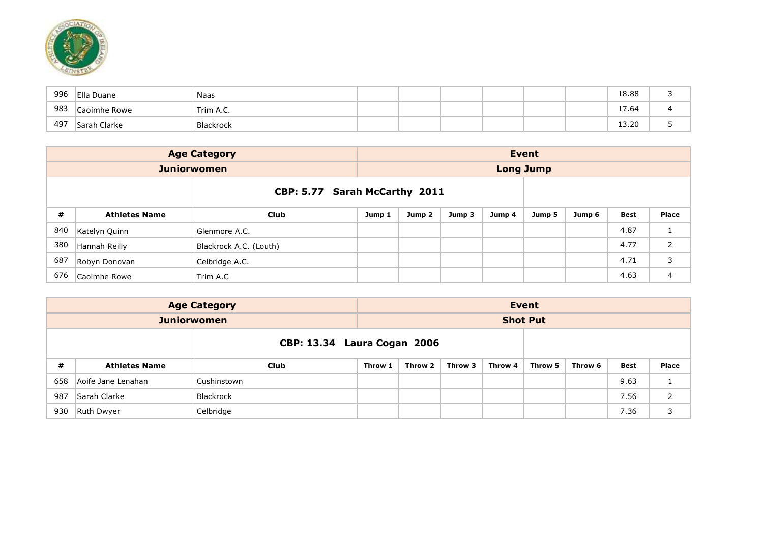| | | | | | | | | | | |
|---|---|---|---|---|---|---|---|---|---|---|
| 996 | Ella Duane | Naas | | | | | | | 18.88 | 3 |
| 983 | Caoimhe Rowe | Trim A.C. | | | | | | | 17.64 | 4 |
| 497 | Sarah Clarke | Blackrock | | | | | | | 13.20 | 5 |

| Age Category | | | Event | | | | | | | |
|---|---|---|---|---|---|---|---|---|---|---|
| Juniorwomen | | | Long Jump | | | | | | | |
| | | CBP: 5.77 Sarah McCarthy 2011 | | | | | | | | |
| # | Athletes Name | Club | Jump 1 | Jump 2 | Jump 3 | Jump 4 | Jump 5 | Jump 6 | Best | Place |
| 840 | Katelyn Quinn | Glenmore A.C. | | | | | | | 4.87 | 1 |
| 380 | Hannah Reilly | Blackrock A.C. (Louth) | | | | | | | 4.77 | 2 |
| 687 | Robyn Donovan | Celbridge A.C. | | | | | | | 4.71 | 3 |
| 676 | Caoimhe Rowe | Trim A.C | | | | | | | 4.63 | 4 |

| Age Category | | | Event | | | | | | | |
|---|---|---|---|---|---|---|---|---|---|---|
| Juniorwomen | | | Shot Put | | | | | | | |
| | | CBP: 13.34 Laura Cogan 2006 | | | | | | | | |
| # | Athletes Name | Club | Throw 1 | Throw 2 | Throw 3 | Throw 4 | Throw 5 | Throw 6 | Best | Place |
| 658 | Aoife Jane Lenahan | Cushinstown | | | | | | | 9.63 | 1 |
| 987 | Sarah Clarke | Blackrock | | | | | | | 7.56 | 2 |
| 930 | Ruth Dwyer | Celbridge | | | | | | | 7.36 | 3 |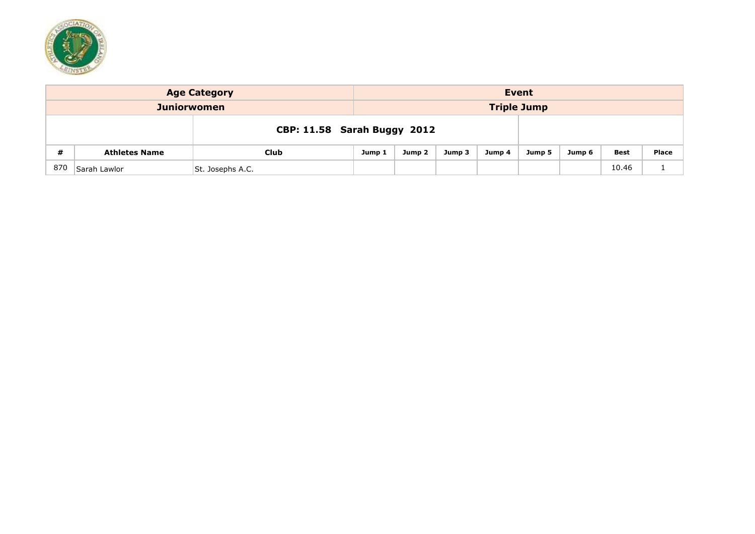| Age Category | | | Event | | | | | | | |
|---|---|---|---|---|---|---|---|---|---|---|
| Juniorwomen | | | Triple Jump | | | | | | | |
| | CBP: 11.58 Sarah Buggy 2012 | | | | | | | | | |
| # | Athletes Name | Club | Jump 1 | Jump 2 | Jump 3 | Jump 4 | Jump 5 | Jump 6 | Best | Place |
| 870 | Sarah Lawlor | St. Josephs A.C. | | | | | | | 10.46 | 1 |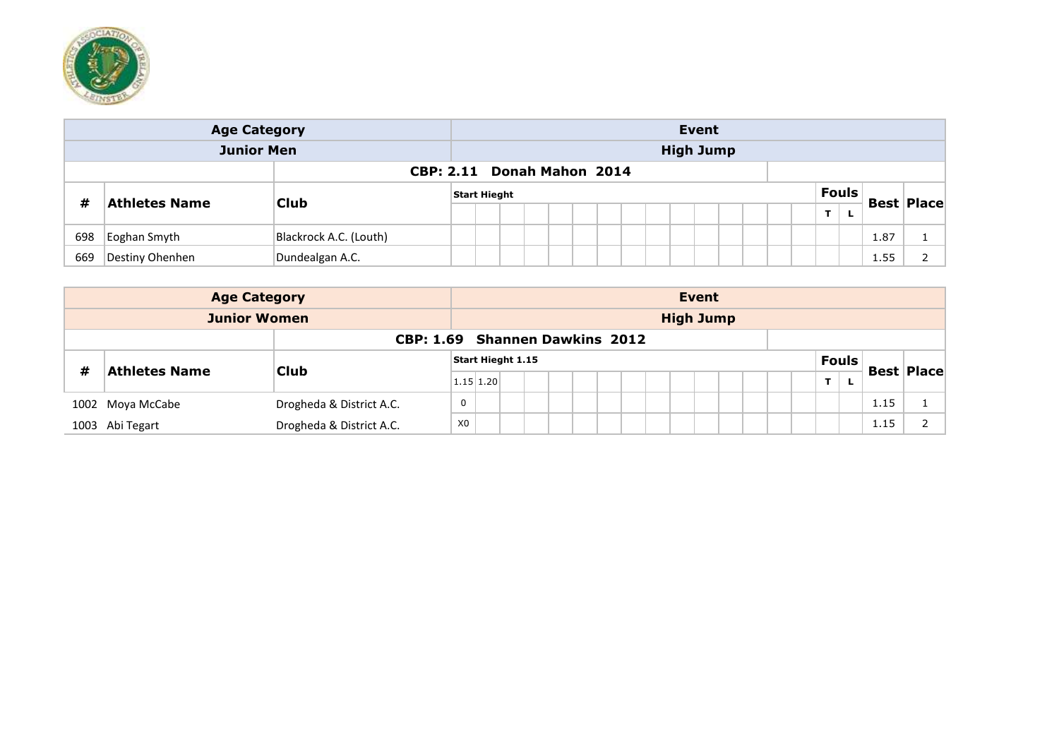| Age Category | | | Event | | | | | | | | | | | | | | | | |
|---|---|---|---|---|---|---|---|---|---|---|---|---|---|---|---|---|---|---|---|
| Junior Men | | | High Jump | | | | | | | | | | | | | | | | |
| | CBP: 2.11 Donah Mahon 2014 | | | | | | | | | | | | | | | | | | |
| # | Athletes Name | Club | Start Hieght | | | | | | | | | | | | | Fouls | | Best | Place |
| | | | | | | | | | | | | | | | | T | L | | |
| 698 | Eoghan Smyth | Blackrock A.C. (Louth) | | | | | | | | | | | | | | | | 1.87 | 1 |
| 669 | Destiny Ohenhen | Dundealgan A.C. | | | | | | | | | | | | | | | | 1.55 | 2 |

| Age Category | | | Event | | | | | | | | | | | | | | | | |
|---|---|---|---|---|---|---|---|---|---|---|---|---|---|---|---|---|---|---|---|
| Junior Women | | | High Jump | | | | | | | | | | | | | | | | |
| | CBP: 1.69 Shannen Dawkins 2012 | | | | | | | | | | | | | | | | | | |
| # | Athletes Name | Club | Start Hieght 1.15 | | | | | | | | | | | | | Fouls | | Best | Place |
| | | | 1.15 | 1.20 | | | | | | | | | | | | T | L | | |
| 1002 | Moya McCabe | Drogheda & District A.C. | 0 | | | | | | | | | | | | | | | 1.15 | 1 |
| 1003 | Abi Tegart | Drogheda & District A.C. | X0 | | | | | | | | | | | | | | | 1.15 | 2 |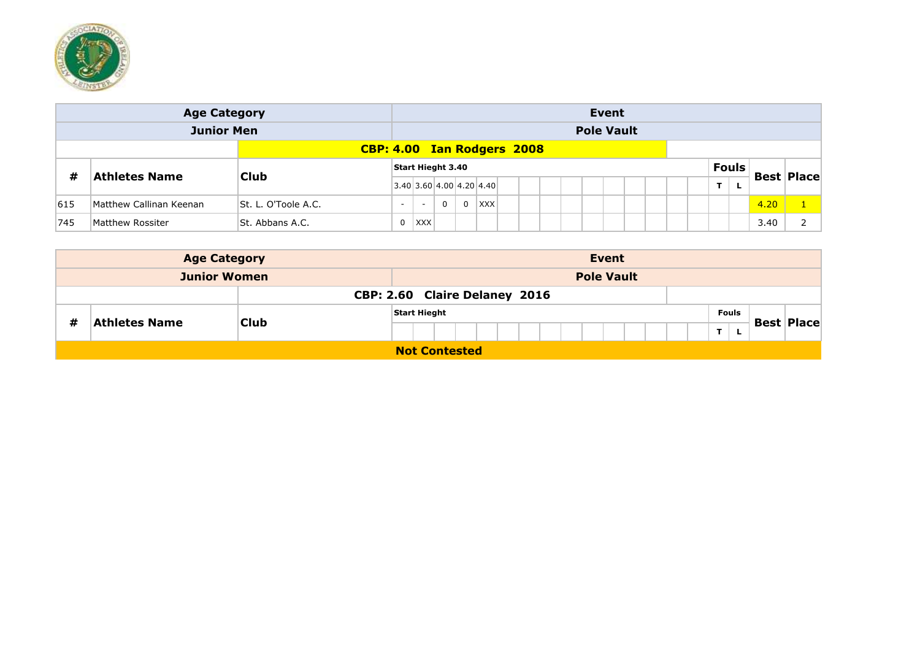| Age Category | | | Event | | | | | | | | | | | | | | | | | |
|---|---|---|---|---|---|---|---|---|---|---|---|---|---|---|---|---|---|---|---|---|
| Junior Men | | | Pole Vault | | | | | | | | | | | | | | | | | |
| | | CBP: 4.00 Ian Rodgers 2008 | | | | | | | | | | | | | | | | | | |
| # | Athletes Name | Club | Start Hieght 3.40 | | | | | | | | | | | | | | Fouls | | Best | Place |
| | | | 3.40 | 3.60 | 4.00 | 4.20 | 4.40 | | | | | | | | | | T | L | | |
| 615 | Matthew Callinan Keenan | St. L. O'Toole A.C. | - | - | 0 | 0 | XXX | | | | | | | | | | | | 4.20 | 1 |
| 745 | Matthew Rossiter | St. Abbans A.C. | 0 | XXX | | | | | | | | | | | | | | | 3.40 | 2 |

| Age Category | | | Event | | | |
|---|---|---|---|---|---|---|
| Junior Women | | | Pole Vault | | | |
| | | CBP: 2.60 Claire Delaney 2016 | | | | |
| # | Athletes Name | Club | Start Hieght | Fouls (T / L) | Best | Place |
| Not Contested | | | | | | |